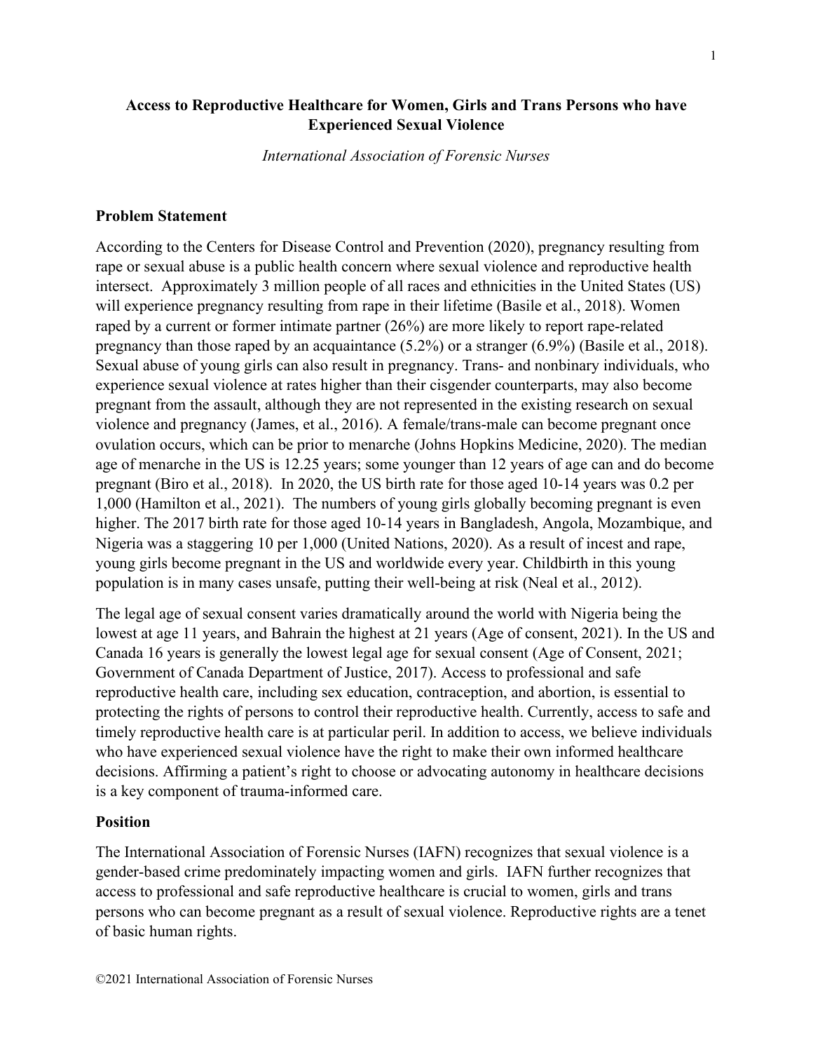# Access to Reproductive Healthcare for Women, Girls and Trans Persons who have Experienced Sexual Violence

*International Association of Forensic Nurses*

## Problem Statement

According to the Centers for Disease Control and Prevention (2020), pregnancy resulting from rape or sexual abuse is a public health concern where sexual violence and reproductive health intersect. Approximately 3 million people of all races and ethnicities in the United States (US) will experience pregnancy resulting from rape in their lifetime (Basile et al., 2018). Women raped by a current or former intimate partner (26%) are more likely to report rape-related pregnancy than those raped by an acquaintance (5.2%) or a stranger (6.9%) (Basile et al., 2018). Sexual abuse of young girls can also result in pregnancy. Trans- and nonbinary individuals, who experience sexual violence at rates higher than their cisgender counterparts, may also become pregnant from the assault, although they are not represented in the existing research on sexual violence and pregnancy (James, et al., 2016). A female/trans-male can become pregnant once ovulation occurs, which can be prior to menarche (Johns Hopkins Medicine, 2020). The median age of menarche in the US is 12.25 years; some younger than 12 years of age can and do become pregnant (Biro et al., 2018). In 2020, the US birth rate for those aged 10-14 years was 0.2 per 1,000 (Hamilton et al., 2021). The numbers of young girls globally becoming pregnant is even higher. The 2017 birth rate for those aged 10-14 years in Bangladesh, Angola, Mozambique, and Nigeria was a staggering 10 per 1,000 (United Nations, 2020). As a result of incest and rape, young girls become pregnant in the US and worldwide every year. Childbirth in this young population is in many cases unsafe, putting their well-being at risk (Neal et al., 2012).

The legal age of sexual consent varies dramatically around the world with Nigeria being the lowest at age 11 years, and Bahrain the highest at 21 years (Age of consent, 2021). In the US and Canada 16 years is generally the lowest legal age for sexual consent (Age of Consent, 2021; Government of Canada Department of Justice, 2017). Access to professional and safe reproductive health care, including sex education, contraception, and abortion, is essential to protecting the rights of persons to control their reproductive health. Currently, access to safe and timely reproductive health care is at particular peril. In addition to access, we believe individuals who have experienced sexual violence have the right to make their own informed healthcare decisions. Affirming a patient's right to choose or advocating autonomy in healthcare decisions is a key component of trauma-informed care.

## Position

The International Association of Forensic Nurses (IAFN) recognizes that sexual violence is a gender-based crime predominately impacting women and girls. IAFN further recognizes that access to professional and safe reproductive healthcare is crucial to women, girls and trans persons who can become pregnant as a result of sexual violence. Reproductive rights are a tenet of basic human rights.

©2021 International Association of Forensic Nurses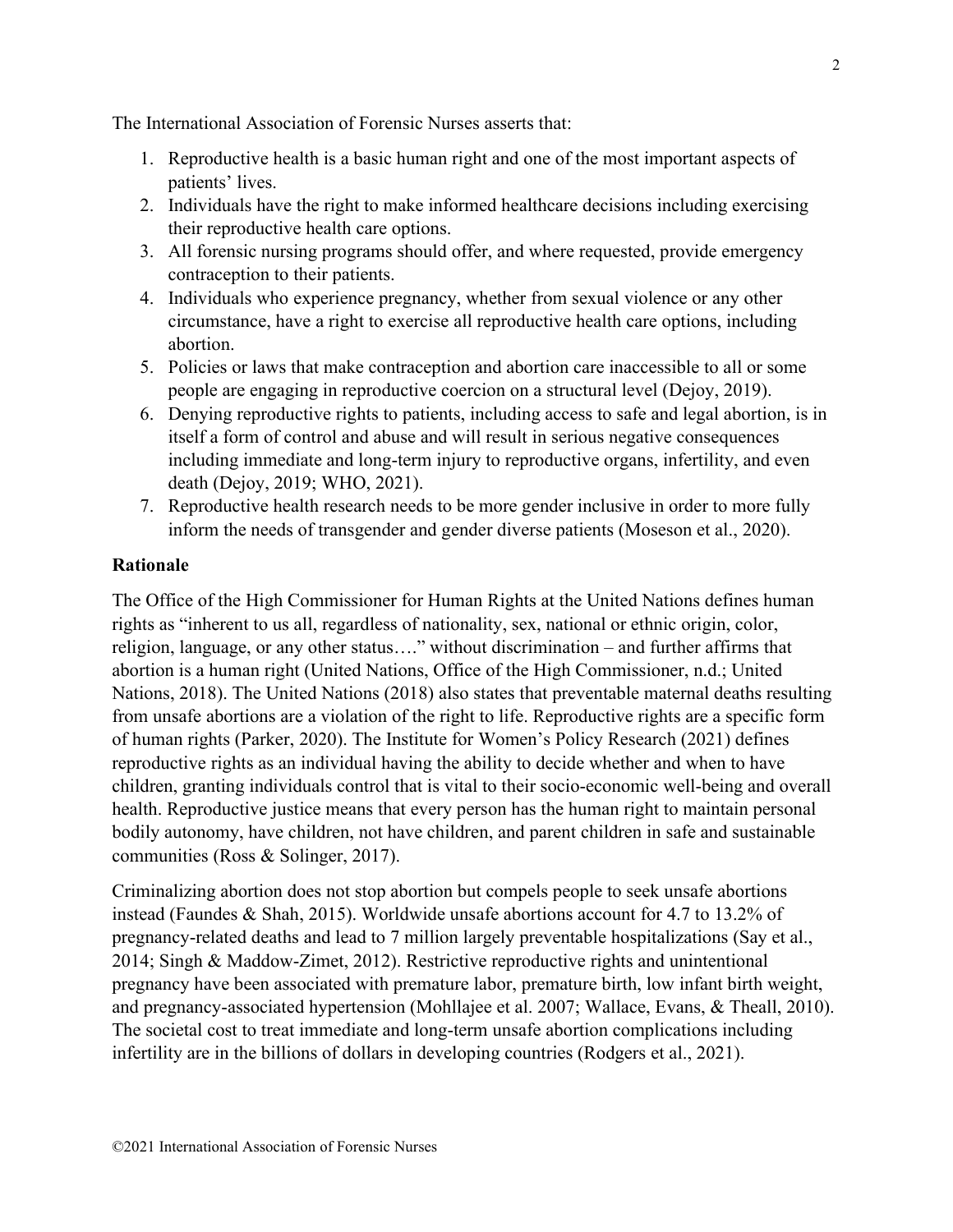The International Association of Forensic Nurses asserts that:

1. Reproductive health is a basic human right and one of the most important aspects of patients' lives.
2. Individuals have the right to make informed healthcare decisions including exercising their reproductive health care options.
3. All forensic nursing programs should offer, and where requested, provide emergency contraception to their patients.
4. Individuals who experience pregnancy, whether from sexual violence or any other circumstance, have a right to exercise all reproductive health care options, including abortion.
5. Policies or laws that make contraception and abortion care inaccessible to all or some people are engaging in reproductive coercion on a structural level (Dejoy, 2019).
6. Denying reproductive rights to patients, including access to safe and legal abortion, is in itself a form of control and abuse and will result in serious negative consequences including immediate and long-term injury to reproductive organs, infertility, and even death (Dejoy, 2019; WHO, 2021).
7. Reproductive health research needs to be more gender inclusive in order to more fully inform the needs of transgender and gender diverse patients (Moseson et al., 2020).

**Rationale**

The Office of the High Commissioner for Human Rights at the United Nations defines human rights as "inherent to us all, regardless of nationality, sex, national or ethnic origin, color, religion, language, or any other status…." without discrimination – and further affirms that abortion is a human right (United Nations, Office of the High Commissioner, n.d.; United Nations, 2018). The United Nations (2018) also states that preventable maternal deaths resulting from unsafe abortions are a violation of the right to life. Reproductive rights are a specific form of human rights (Parker, 2020). The Institute for Women's Policy Research (2021) defines reproductive rights as an individual having the ability to decide whether and when to have children, granting individuals control that is vital to their socio-economic well-being and overall health. Reproductive justice means that every person has the human right to maintain personal bodily autonomy, have children, not have children, and parent children in safe and sustainable communities (Ross & Solinger, 2017).

Criminalizing abortion does not stop abortion but compels people to seek unsafe abortions instead (Faundes & Shah, 2015). Worldwide unsafe abortions account for 4.7 to 13.2% of pregnancy-related deaths and lead to 7 million largely preventable hospitalizations (Say et al., 2014; Singh & Maddow-Zimet, 2012). Restrictive reproductive rights and unintentional pregnancy have been associated with premature labor, premature birth, low infant birth weight, and pregnancy-associated hypertension (Mohllajee et al. 2007; Wallace, Evans, & Theall, 2010). The societal cost to treat immediate and long-term unsafe abortion complications including infertility are in the billions of dollars in developing countries (Rodgers et al., 2021).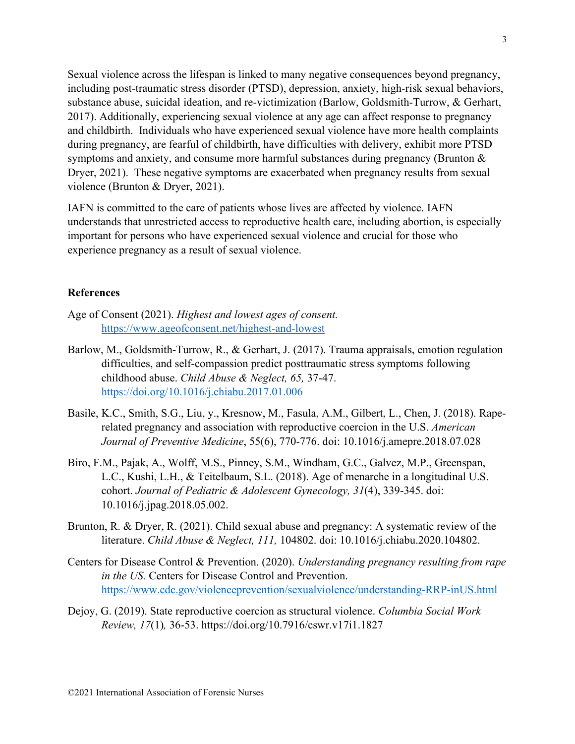Sexual violence across the lifespan is linked to many negative consequences beyond pregnancy, including post-traumatic stress disorder (PTSD), depression, anxiety, high-risk sexual behaviors, substance abuse, suicidal ideation, and re-victimization (Barlow, Goldsmith-Turrow, & Gerhart, 2017). Additionally, experiencing sexual violence at any age can affect response to pregnancy and childbirth. Individuals who have experienced sexual violence have more health complaints during pregnancy, are fearful of childbirth, have difficulties with delivery, exhibit more PTSD symptoms and anxiety, and consume more harmful substances during pregnancy (Brunton & Dryer, 2021). These negative symptoms are exacerbated when pregnancy results from sexual violence (Brunton & Dryer, 2021).

IAFN is committed to the care of patients whose lives are affected by violence. IAFN understands that unrestricted access to reproductive health care, including abortion, is especially important for persons who have experienced sexual violence and crucial for those who experience pregnancy as a result of sexual violence.

**References**

Age of Consent (2021). *Highest and lowest ages of consent.* https://www.ageofconsent.net/highest-and-lowest

Barlow, M., Goldsmith-Turrow, R., & Gerhart, J. (2017). Trauma appraisals, emotion regulation difficulties, and self-compassion predict posttraumatic stress symptoms following childhood abuse. *Child Abuse & Neglect, 65,* 37-47. https://doi.org/10.1016/j.chiabu.2017.01.006

Basile, K.C., Smith, S.G., Liu, y., Kresnow, M., Fasula, A.M., Gilbert, L., Chen, J. (2018). Rape-related pregnancy and association with reproductive coercion in the U.S. *American Journal of Preventive Medicine*, 55(6), 770-776. doi: 10.1016/j.amepre.2018.07.028

Biro, F.M., Pajak, A., Wolff, M.S., Pinney, S.M., Windham, G.C., Galvez, M.P., Greenspan, L.C., Kushi, L.H., & Teitelbaum, S.L. (2018). Age of menarche in a longitudinal U.S. cohort. *Journal of Pediatric & Adolescent Gynecology, 31*(4), 339-345. doi: 10.1016/j.jpag.2018.05.002.

Brunton, R. & Dryer, R. (2021). Child sexual abuse and pregnancy: A systematic review of the literature. *Child Abuse & Neglect, 111,* 104802. doi: 10.1016/j.chiabu.2020.104802.

Centers for Disease Control & Prevention. (2020). *Understanding pregnancy resulting from rape in the US.* Centers for Disease Control and Prevention. https://www.cdc.gov/violenceprevention/sexualviolence/understanding-RRP-inUS.html

Dejoy, G. (2019). State reproductive coercion as structural violence. *Columbia Social Work Review, 17*(1)*,* 36-53. https://doi.org/10.7916/cswr.v17i1.1827

©2021 International Association of Forensic Nurses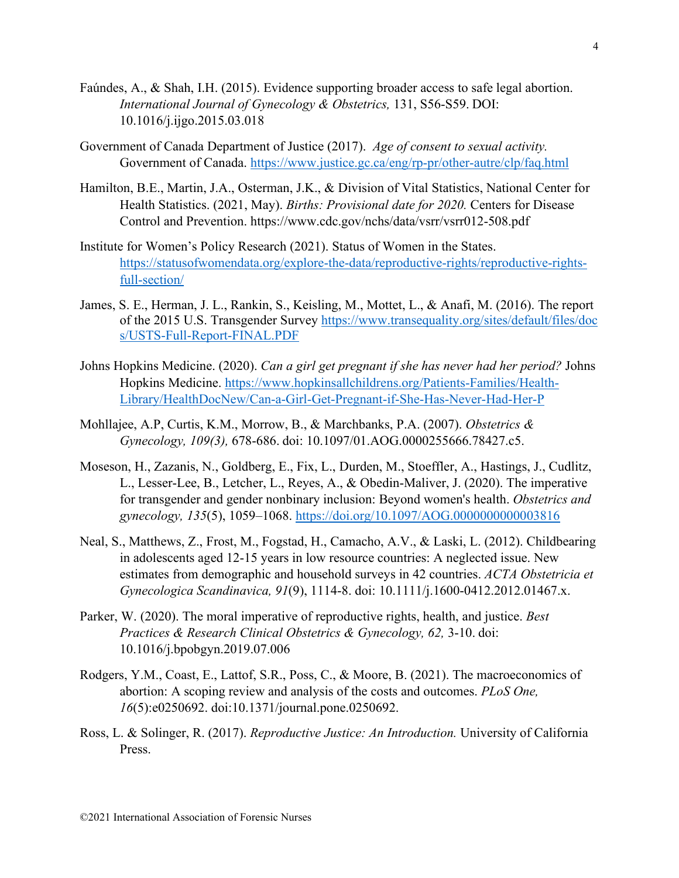Faúndes, A., & Shah, I.H. (2015). Evidence supporting broader access to safe legal abortion. *International Journal of Gynecology & Obstetrics,* 131, S56-S59. DOI: 10.1016/j.ijgo.2015.03.018

Government of Canada Department of Justice (2017). *Age of consent to sexual activity.* Government of Canada. https://www.justice.gc.ca/eng/rp-pr/other-autre/clp/faq.html

Hamilton, B.E., Martin, J.A., Osterman, J.K., & Division of Vital Statistics, National Center for Health Statistics. (2021, May). *Births: Provisional date for 2020.* Centers for Disease Control and Prevention. https://www.cdc.gov/nchs/data/vsrr/vsrr012-508.pdf

Institute for Women's Policy Research (2021). Status of Women in the States. https://statusofwomendata.org/explore-the-data/reproductive-rights/reproductive-rights-full-section/

James, S. E., Herman, J. L., Rankin, S., Keisling, M., Mottet, L., & Anafi, M. (2016). The report of the 2015 U.S. Transgender Survey https://www.transequality.org/sites/default/files/docs/USTS-Full-Report-FINAL.PDF

Johns Hopkins Medicine. (2020). *Can a girl get pregnant if she has never had her period?* Johns Hopkins Medicine. https://www.hopkinsallchildrens.org/Patients-Families/Health-Library/HealthDocNew/Can-a-Girl-Get-Pregnant-if-She-Has-Never-Had-Her-P

Mohllajee, A.P, Curtis, K.M., Morrow, B., & Marchbanks, P.A. (2007). *Obstetrics & Gynecology, 109(3),* 678-686. doi: 10.1097/01.AOG.0000255666.78427.c5.

Moseson, H., Zazanis, N., Goldberg, E., Fix, L., Durden, M., Stoeffler, A., Hastings, J., Cudlitz, L., Lesser-Lee, B., Letcher, L., Reyes, A., & Obedin-Maliver, J. (2020). The imperative for transgender and gender nonbinary inclusion: Beyond women's health. *Obstetrics and gynecology, 135*(5), 1059–1068. https://doi.org/10.1097/AOG.0000000000003816

Neal, S., Matthews, Z., Frost, M., Fogstad, H., Camacho, A.V., & Laski, L. (2012). Childbearing in adolescents aged 12-15 years in low resource countries: A neglected issue. New estimates from demographic and household surveys in 42 countries. *ACTA Obstetricia et Gynecologica Scandinavica, 91*(9), 1114-8. doi: 10.1111/j.1600-0412.2012.01467.x.

Parker, W. (2020). The moral imperative of reproductive rights, health, and justice. *Best Practices & Research Clinical Obstetrics & Gynecology, 62,* 3-10. doi: 10.1016/j.bpobgyn.2019.07.006

Rodgers, Y.M., Coast, E., Lattof, S.R., Poss, C., & Moore, B. (2021). The macroeconomics of abortion: A scoping review and analysis of the costs and outcomes. *PLoS One, 16*(5):e0250692. doi:10.1371/journal.pone.0250692.

Ross, L. & Solinger, R. (2017). *Reproductive Justice: An Introduction.* University of California Press.

©2021 International Association of Forensic Nurses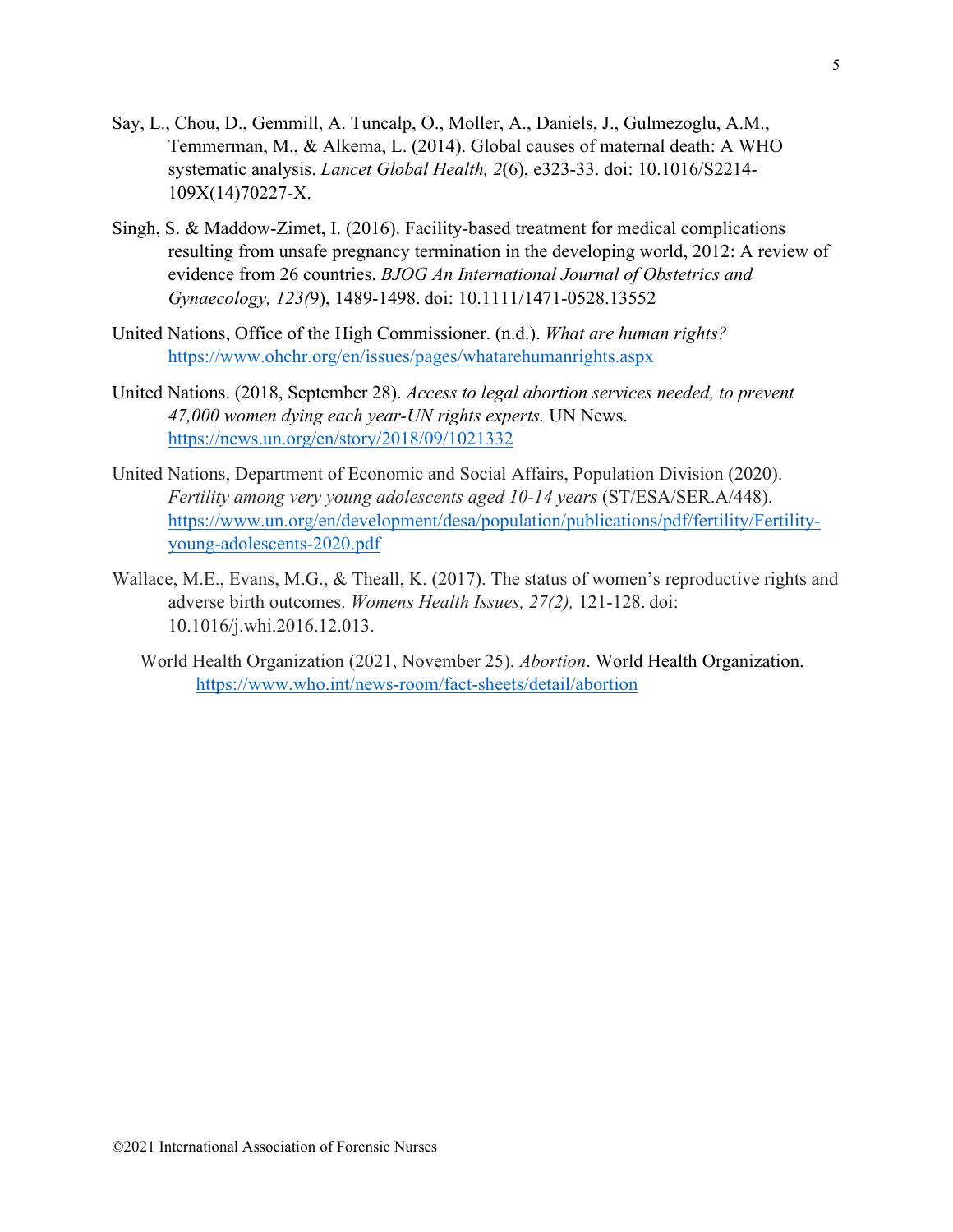Say, L., Chou, D., Gemmill, A. Tuncalp, O., Moller, A., Daniels, J., Gulmezoglu, A.M., Temmerman, M., & Alkema, L. (2014). Global causes of maternal death: A WHO systematic analysis. *Lancet Global Health, 2*(6), e323-33. doi: 10.1016/S2214-109X(14)70227-X.

Singh, S. & Maddow-Zimet, I. (2016). Facility-based treatment for medical complications resulting from unsafe pregnancy termination in the developing world, 2012: A review of evidence from 26 countries. *BJOG An International Journal of Obstetrics and Gynaecology, 123(*9), 1489-1498. doi: 10.1111/1471-0528.13552

United Nations, Office of the High Commissioner. (n.d.). *What are human rights?* https://www.ohchr.org/en/issues/pages/whatarehumanrights.aspx

United Nations. (2018, September 28). *Access to legal abortion services needed, to prevent 47,000 women dying each year-UN rights experts.* UN News. https://news.un.org/en/story/2018/09/1021332

United Nations, Department of Economic and Social Affairs, Population Division (2020). *Fertility among very young adolescents aged 10-14 years* (ST/ESA/SER.A/448). https://www.un.org/en/development/desa/population/publications/pdf/fertility/Fertility-young-adolescents-2020.pdf

Wallace, M.E., Evans, M.G., & Theall, K. (2017). The status of women's reproductive rights and adverse birth outcomes. *Womens Health Issues, 27(2),* 121-128. doi: 10.1016/j.whi.2016.12.013.

World Health Organization (2021, November 25). *Abortion*. World Health Organization. https://www.who.int/news-room/fact-sheets/detail/abortion

©2021 International Association of Forensic Nurses